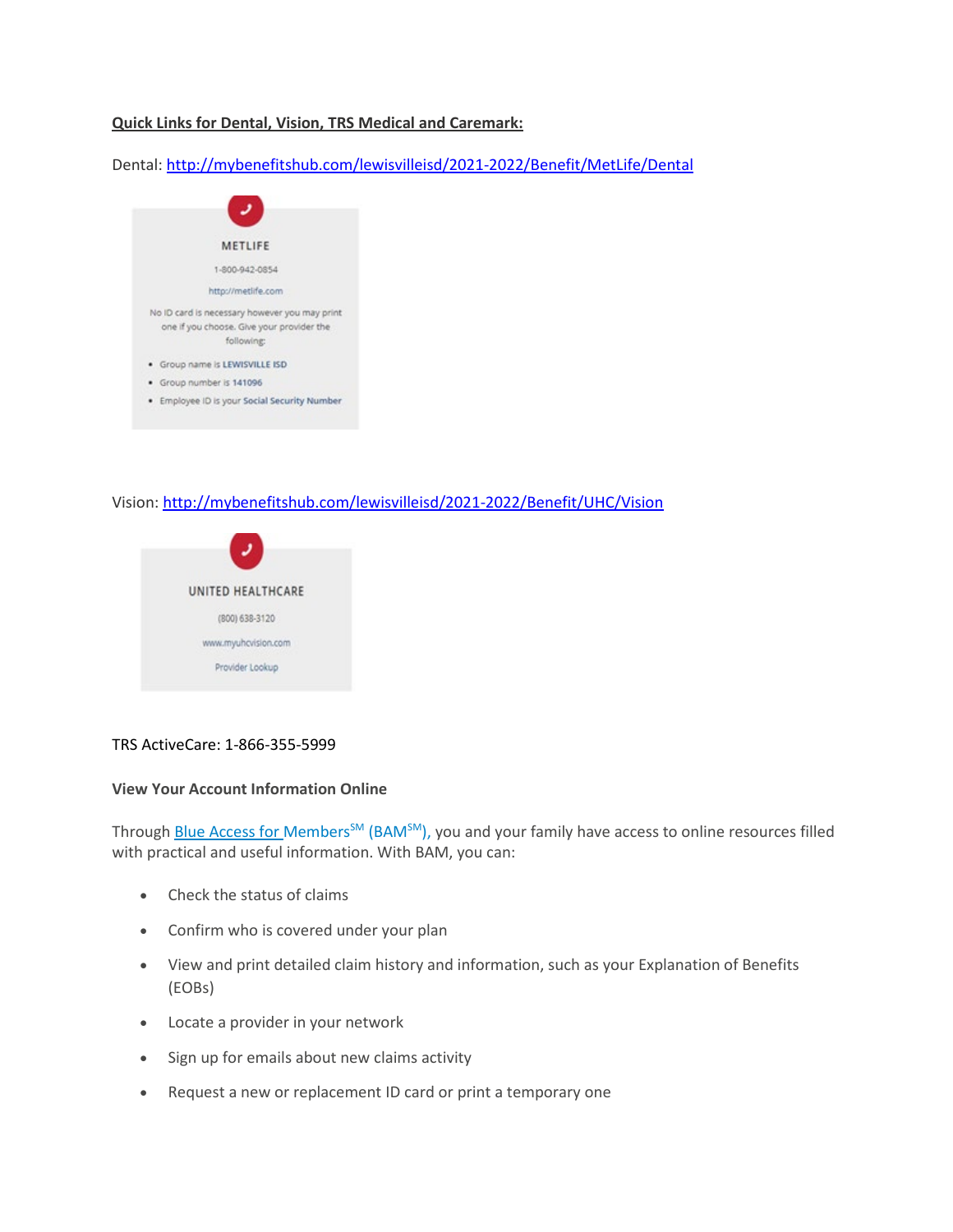**Quick Links for Dental, Vision, TRS Medical and Caremark:**

Dental: http://mybenefitshub.com/lewisvilleisd/2021-2022/Benefit/MetLife/Dental

METLIFE

1-800-942-0854

http://metlife.com

No ID card is necessary however you may print one if you choose. Give your provider the following:

- Group name is **LEWISVILLE ISD**
- Group number is **141096**
- Employee ID is your **Social Security Number**

Vision: http://mybenefitshub.com/lewisvilleisd/2021-2022/Benefit/UHC/Vision

UNITED HEALTHCARE

(800) 638-3120

www.myuhcvision.com

Provider Lookup

TRS ActiveCare: 1-866-355-5999

**View Your Account Information Online**

Through Blue Access for Members[SM] (BAM[SM]), you and your family have access to online resources filled with practical and useful information. With BAM, you can:

- Check the status of claims
- Confirm who is covered under your plan
- View and print detailed claim history and information, such as your Explanation of Benefits (EOBs)
- Locate a provider in your network
- Sign up for emails about new claims activity
- Request a new or replacement ID card or print a temporary one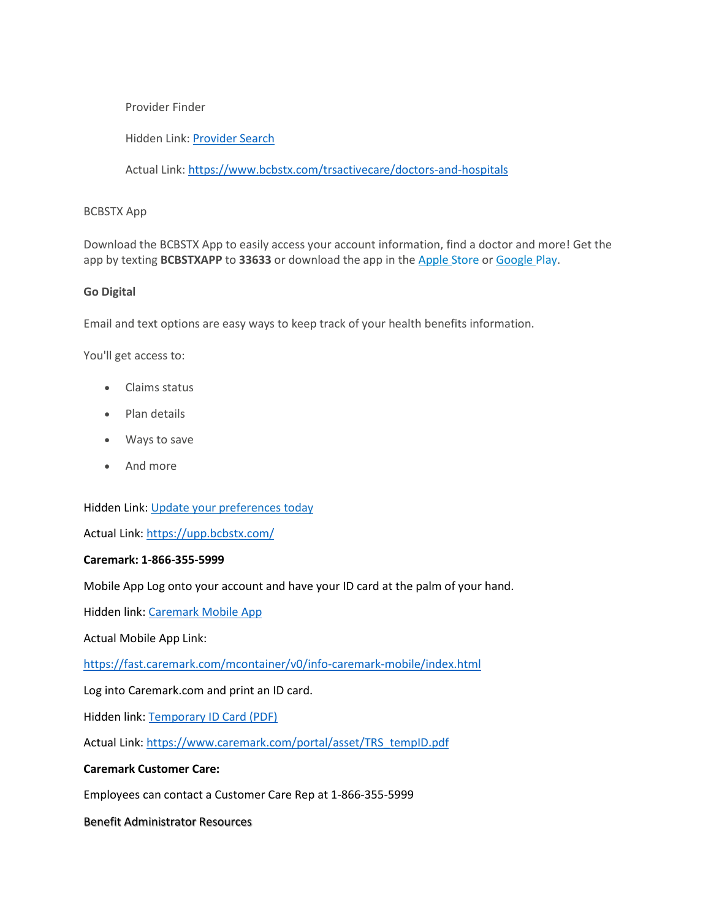Provider Finder

Hidden Link: [Provider Search](https://www.bcbstx.com/trsactivecare/doctors-and-hospitals)

Actual Link: https://www.bcbstx.com/trsactivecare/doctors-and-hospitals

BCBSTX App

Download the BCBSTX App to easily access your account information, find a doctor and more! Get the app by texting **BCBSTXAPP** to **33633** or download the app in the Apple Store or Google Play.

**Go Digital**

Email and text options are easy ways to keep track of your health benefits information.

You'll get access to:

- Claims status
- Plan details
- Ways to save
- And more

Hidden Link: [Update your preferences today](https://upp.bcbstx.com/)

Actual Link: https://upp.bcbstx.com/

**Caremark: 1-866-355-5999**

Mobile App Log onto your account and have your ID card at the palm of your hand.

Hidden link: [Caremark Mobile App](https://fast.caremark.com/mcontainer/v0/info-caremark-mobile/index.html)

Actual Mobile App Link:

https://fast.caremark.com/mcontainer/v0/info-caremark-mobile/index.html

Log into Caremark.com and print an ID card.

Hidden link: [Temporary ID Card (PDF)](https://www.caremark.com/portal/asset/TRS_tempID.pdf)

Actual Link: https://www.caremark.com/portal/asset/TRS_tempID.pdf

**Caremark Customer Care:**

Employees can contact a Customer Care Rep at 1-866-355-5999

Benefit Administrator Resources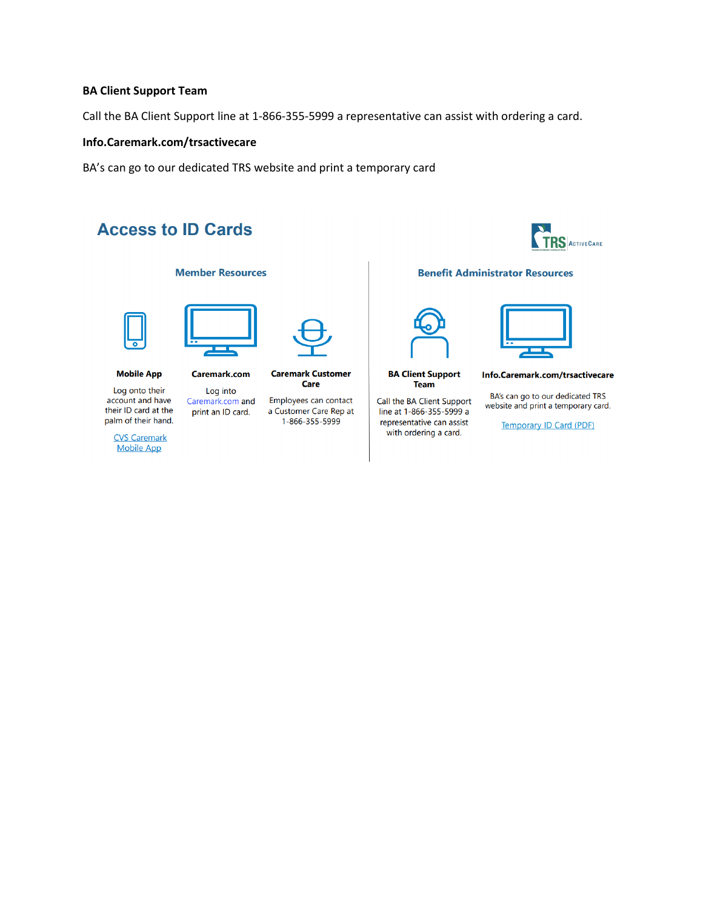**BA Client Support Team**

Call the BA Client Support line at 1-866-355-5999 a representative can assist with ordering a card.

**Info.Caremark.com/trsactivecare**

BA's can go to our dedicated TRS website and print a temporary card

## Access to ID Cards

TRS ActiveCare

### Member Resources

**Mobile App**

Log onto their account and have their ID card at the palm of their hand.

CVS Caremark Mobile App

**Caremark.com**

Log into Caremark.com and print an ID card.

**Caremark Customer Care**

Employees can contact a Customer Care Rep at 1-866-355-5999

### Benefit Administrator Resources

**BA Client Support Team**

Call the BA Client Support line at 1-866-355-5999 a representative can assist with ordering a card.

**Info.Caremark.com/trsactivecare**

BA's can go to our dedicated TRS website and print a temporary card.

Temporary ID Card (PDF)